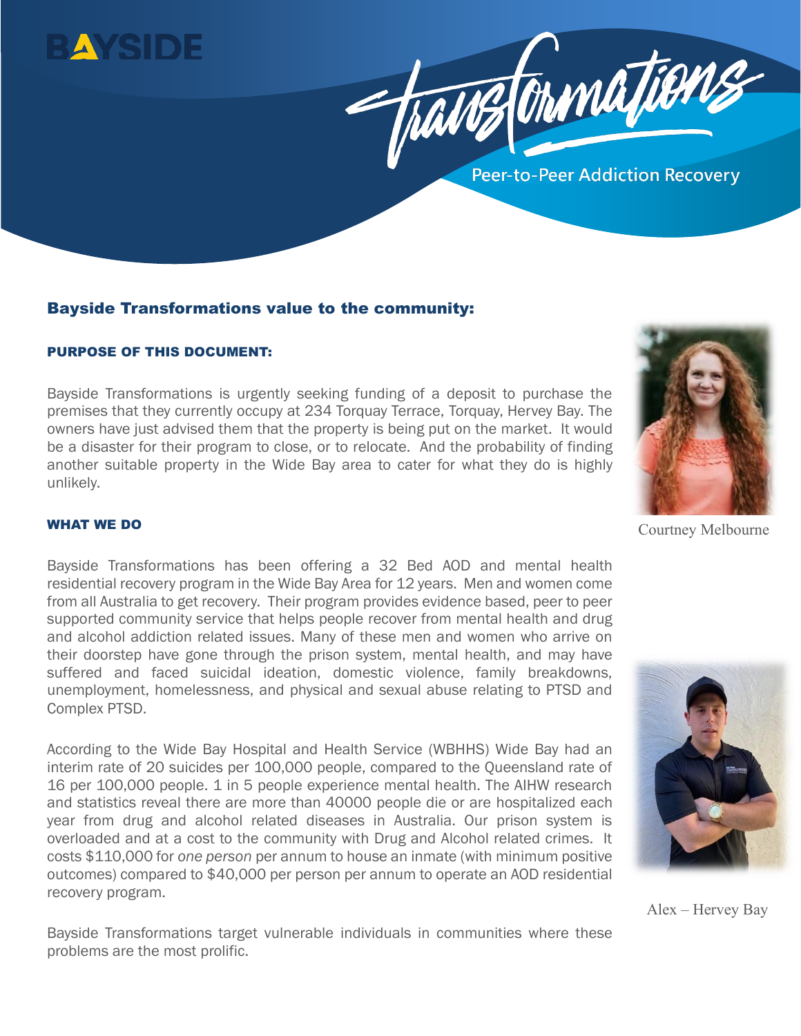BAYSIDE

Transformations

Peer-to-Peer Addiction Recovery

## Bayside Transformations value to the community:

### PURPOSE OF THIS DOCUMENT:

Bayside Transformations is urgently seeking funding of a deposit to purchase the premises that they currently occupy at 234 Torquay Terrace, Torquay, Hervey Bay. The owners have just advised them that the property is being put on the market. It would be a disaster for their program to close, or to relocate. And the probability of finding another suitable property in the Wide Bay area to cater for what they do is highly unlikely.

Courtney Melbourne

### WHAT WE DO

Bayside Transformations has been offering a 32 Bed AOD and mental health residential recovery program in the Wide Bay Area for 12 years. Men and women come from all Australia to get recovery. Their program provides evidence based, peer to peer supported community service that helps people recover from mental health and drug and alcohol addiction related issues. Many of these men and women who arrive on their doorstep have gone through the prison system, mental health, and may have suffered and faced suicidal ideation, domestic violence, family breakdowns, unemployment, homelessness, and physical and sexual abuse relating to PTSD and Complex PTSD.

According to the Wide Bay Hospital and Health Service (WBHHS) Wide Bay had an interim rate of 20 suicides per 100,000 people, compared to the Queensland rate of 16 per 100,000 people. 1 in 5 people experience mental health. The AIHW research and statistics reveal there are more than 40000 people die or are hospitalized each year from drug and alcohol related diseases in Australia. Our prison system is overloaded and at a cost to the community with Drug and Alcohol related crimes. It costs $110,000 for *one person* per annum to house an inmate (with minimum positive outcomes) compared to $40,000 per person per annum to operate an AOD residential recovery program.

Alex – Hervey Bay

Bayside Transformations target vulnerable individuals in communities where these problems are the most prolific.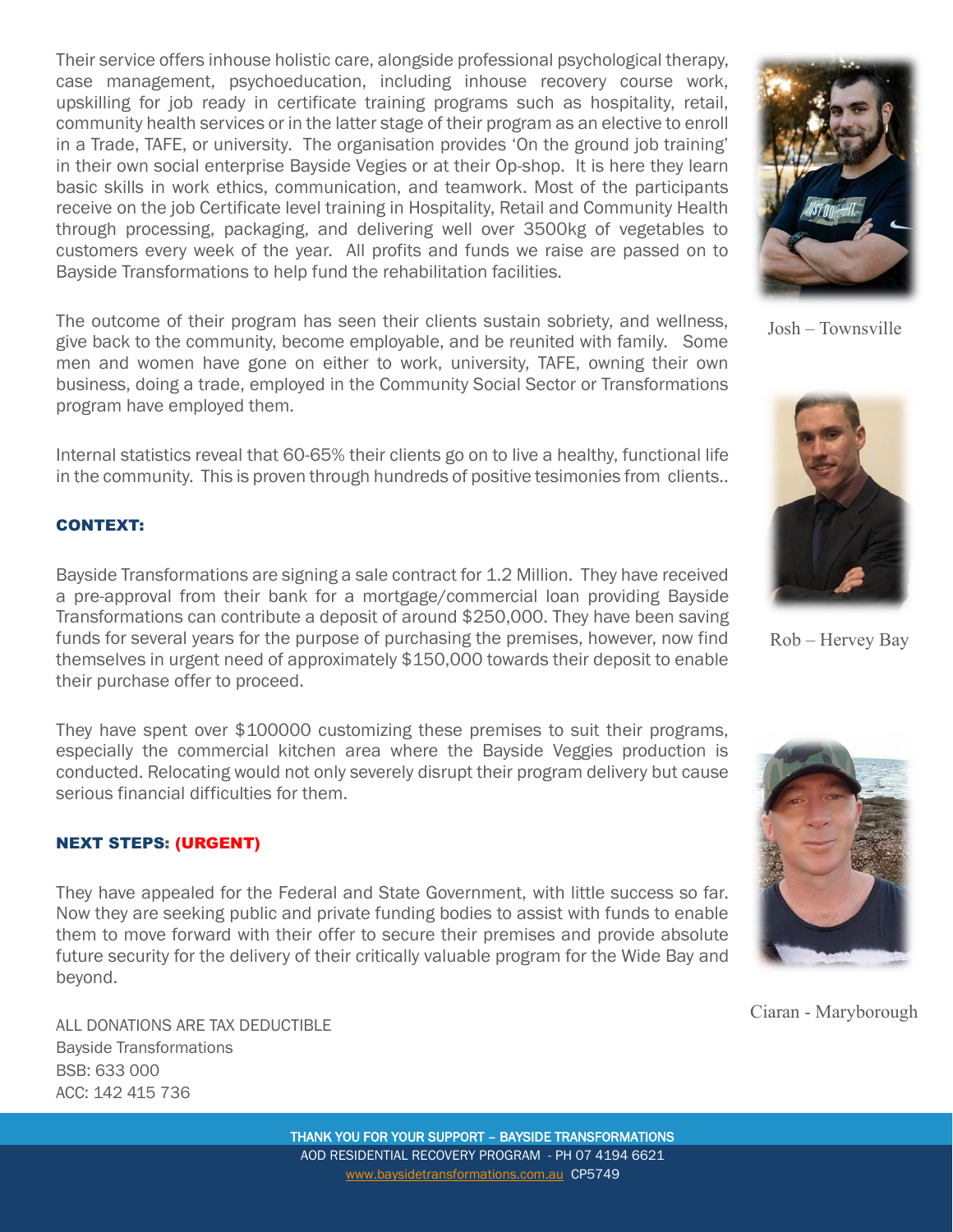Their service offers inhouse holistic care, alongside professional psychological therapy, case management, psychoeducation, including inhouse recovery course work, upskilling for job ready in certificate training programs such as hospitality, retail, community health services or in the latter stage of their program as an elective to enroll in a Trade, TAFE, or university. The organisation provides 'On the ground job training' in their own social enterprise Bayside Vegies or at their Op-shop. It is here they learn basic skills in work ethics, communication, and teamwork. Most of the participants receive on the job Certificate level training in Hospitality, Retail and Community Health through processing, packaging, and delivering well over 3500kg of vegetables to customers every week of the year. All profits and funds we raise are passed on to Bayside Transformations to help fund the rehabilitation facilities.

The outcome of their program has seen their clients sustain sobriety, and wellness, give back to the community, become employable, and be reunited with family. Some men and women have gone on either to work, university, TAFE, owning their own business, doing a trade, employed in the Community Social Sector or Transformations program have employed them.

Internal statistics reveal that 60-65% their clients go on to live a healthy, functional life in the community. This is proven through hundreds of positive tesimonies from clients..

Josh – Townsville

Rob – Hervey Bay

Ciaran - Maryborough

### CONTEXT:

Bayside Transformations are signing a sale contract for 1.2 Million. They have received a pre-approval from their bank for a mortgage/commercial loan providing Bayside Transformations can contribute a deposit of around $250,000. They have been saving funds for several years for the purpose of purchasing the premises, however, now find themselves in urgent need of approximately $150,000 towards their deposit to enable their purchase offer to proceed.

They have spent over $100000 customizing these premises to suit their programs, especially the commercial kitchen area where the Bayside Veggies production is conducted. Relocating would not only severely disrupt their program delivery but cause serious financial difficulties for them.

### NEXT STEPS: (URGENT)

They have appealed for the Federal and State Government, with little success so far. Now they are seeking public and private funding bodies to assist with funds to enable them to move forward with their offer to secure their premises and provide absolute future security for the delivery of their critically valuable program for the Wide Bay and beyond.

ALL DONATIONS ARE TAX DEDUCTIBLE
Bayside Transformations
BSB: 633 000
ACC: 142 415 736

THANK YOU FOR YOUR SUPPORT – BAYSIDE TRANSFORMATIONS
AOD RESIDENTIAL RECOVERY PROGRAM - PH 07 4194 6621
www.baysidetransformations.com.au CP5749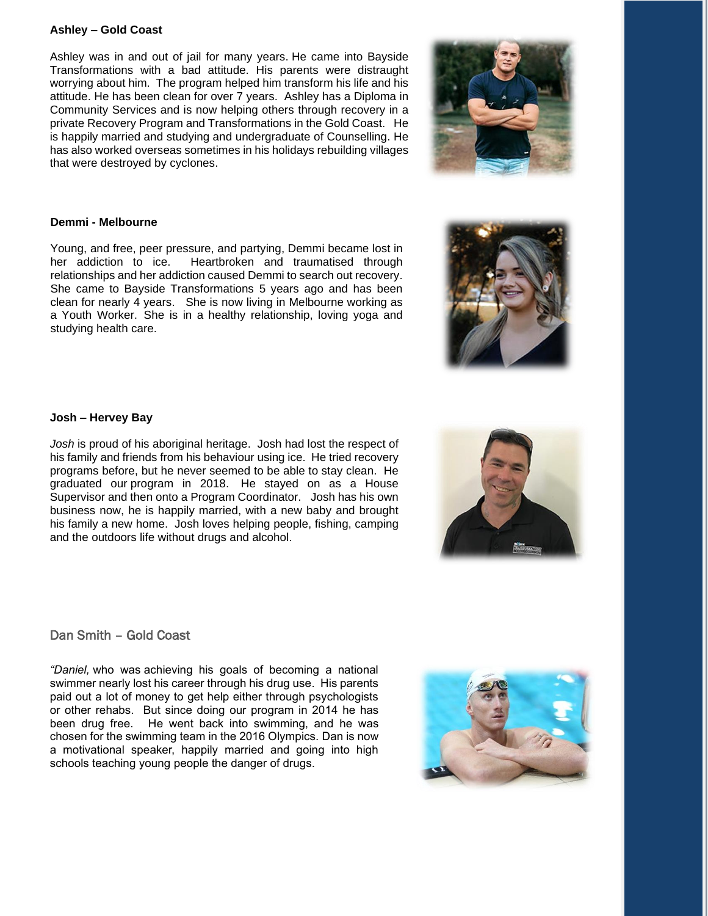**Ashley – Gold Coast**

Ashley was in and out of jail for many years. He came into Bayside Transformations with a bad attitude. His parents were distraught worrying about him. The program helped him transform his life and his attitude. He has been clean for over 7 years. Ashley has a Diploma in Community Services and is now helping others through recovery in a private Recovery Program and Transformations in the Gold Coast. He is happily married and studying and undergraduate of Counselling. He has also worked overseas sometimes in his holidays rebuilding villages that were destroyed by cyclones.

**Demmi - Melbourne**

Young, and free, peer pressure, and partying, Demmi became lost in her addiction to ice. Heartbroken and traumatised through relationships and her addiction caused Demmi to search out recovery. She came to Bayside Transformations 5 years ago and has been clean for nearly 4 years. She is now living in Melbourne working as a Youth Worker. She is in a healthy relationship, loving yoga and studying health care.

**Josh – Hervey Bay**

*Josh* is proud of his aboriginal heritage. Josh had lost the respect of his family and friends from his behaviour using ice. He tried recovery programs before, but he never seemed to be able to stay clean. He graduated our program in 2018. He stayed on as a House Supervisor and then onto a Program Coordinator. Josh has his own business now, he is happily married, with a new baby and brought his family a new home. Josh loves helping people, fishing, camping and the outdoors life without drugs and alcohol.

Dan Smith – Gold Coast

*"Daniel,* who was achieving his goals of becoming a national swimmer nearly lost his career through his drug use. His parents paid out a lot of money to get help either through psychologists or other rehabs. But since doing our program in 2014 he has been drug free. He went back into swimming, and he was chosen for the swimming team in the 2016 Olympics. Dan is now a motivational speaker, happily married and going into high schools teaching young people the danger of drugs.